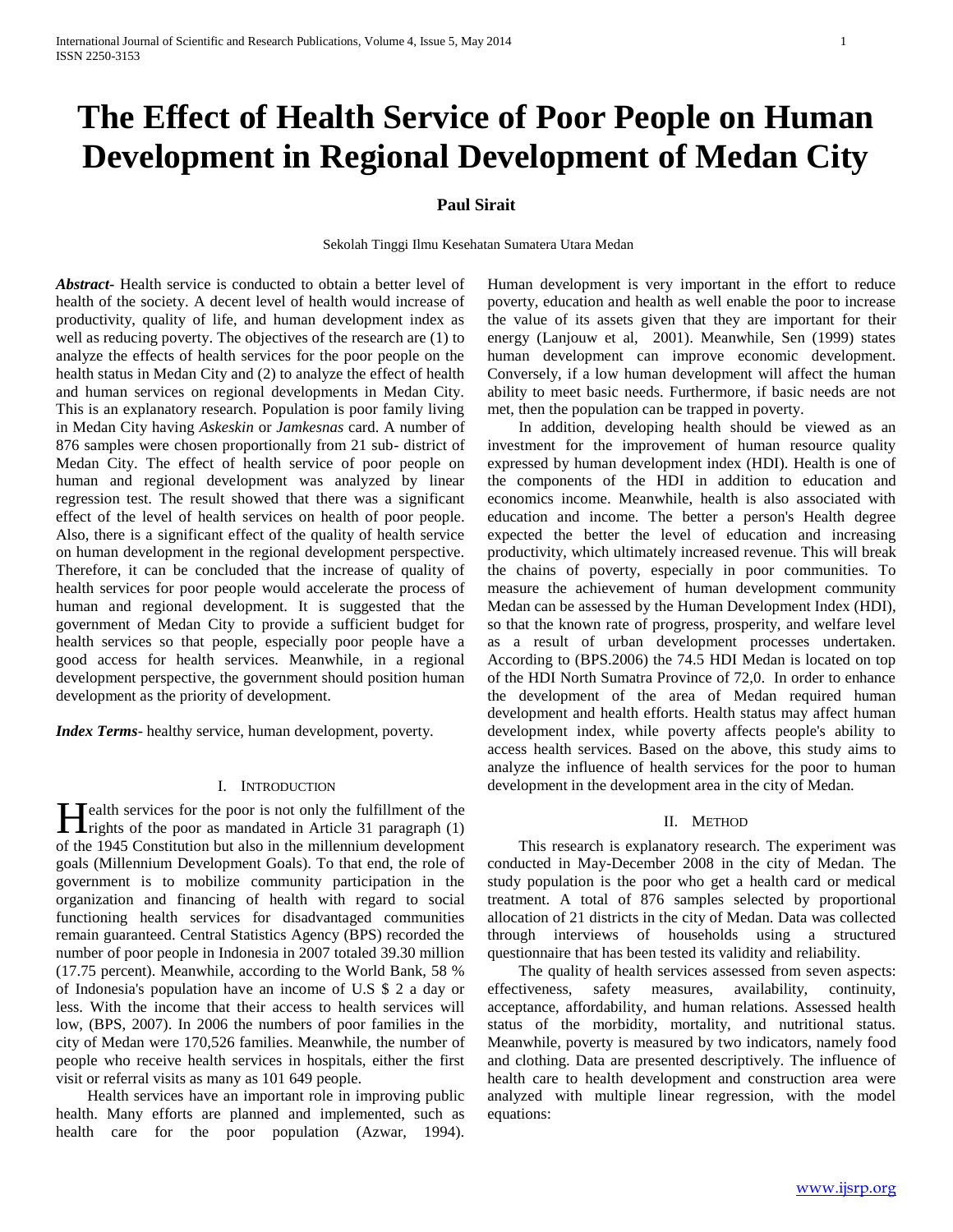# The Effect of Health Service of Poor People on Human Development in Regional Development of Medan City

**Paul Sirait**

Sekolah Tinggi Ilmu Kesehatan Sumatera Utara Medan

***Abstract-*** Health service is conducted to obtain a better level of health of the society. A decent level of health would increase of productivity, quality of life, and human development index as well as reducing poverty. The objectives of the research are (1) to analyze the effects of health services for the poor people on the health status in Medan City and (2) to analyze the effect of health and human services on regional developments in Medan City. This is an explanatory research. Population is poor family living in Medan City having *Askeskin* or *Jamkesnas* card. A number of 876 samples were chosen proportionally from 21 sub- district of Medan City. The effect of health service of poor people on human and regional development was analyzed by linear regression test. The result showed that there was a significant effect of the level of health services on health of poor people. Also, there is a significant effect of the quality of health service on human development in the regional development perspective. Therefore, it can be concluded that the increase of quality of health services for poor people would accelerate the process of human and regional development. It is suggested that the government of Medan City to provide a sufficient budget for health services so that people, especially poor people have a good access for health services. Meanwhile, in a regional development perspective, the government should position human development as the priority of development.

***Index Terms*-** healthy service, human development, poverty.

## I. Introduction

Health services for the poor is not only the fulfillment of the rights of the poor as mandated in Article 31 paragraph (1) of the 1945 Constitution but also in the millennium development goals (Millennium Development Goals). To that end, the role of government is to mobilize community participation in the organization and financing of health with regard to social functioning health services for disadvantaged communities remain guaranteed. Central Statistics Agency (BPS) recorded the number of poor people in Indonesia in 2007 totaled 39.30 million (17.75 percent). Meanwhile, according to the World Bank, 58 % of Indonesia's population have an income of U.S $ 2 a day or less. With the income that their access to health services will low, (BPS, 2007). In 2006 the numbers of poor families in the city of Medan were 170,526 families. Meanwhile, the number of people who receive health services in hospitals, either the first visit or referral visits as many as 101 649 people.

Health services have an important role in improving public health. Many efforts are planned and implemented, such as health care for the poor population (Azwar, 1994). Human development is very important in the effort to reduce poverty, education and health as well enable the poor to increase the value of its assets given that they are important for their energy (Lanjouw et al, 2001). Meanwhile, Sen (1999) states human development can improve economic development. Conversely, if a low human development will affect the human ability to meet basic needs. Furthermore, if basic needs are not met, then the population can be trapped in poverty.

In addition, developing health should be viewed as an investment for the improvement of human resource quality expressed by human development index (HDI). Health is one of the components of the HDI in addition to education and economics income. Meanwhile, health is also associated with education and income. The better a person's Health degree expected the better the level of education and increasing productivity, which ultimately increased revenue. This will break the chains of poverty, especially in poor communities. To measure the achievement of human development community Medan can be assessed by the Human Development Index (HDI), so that the known rate of progress, prosperity, and welfare level as a result of urban development processes undertaken. According to (BPS.2006) the 74.5 HDI Medan is located on top of the HDI North Sumatra Province of 72,0. In order to enhance the development of the area of Medan required human development and health efforts. Health status may affect human development index, while poverty affects people's ability to access health services. Based on the above, this study aims to analyze the influence of health services for the poor to human development in the development area in the city of Medan.

## II. Method

This research is explanatory research. The experiment was conducted in May-December 2008 in the city of Medan. The study population is the poor who get a health card or medical treatment. A total of 876 samples selected by proportional allocation of 21 districts in the city of Medan. Data was collected through interviews of households using a structured questionnaire that has been tested its validity and reliability.

The quality of health services assessed from seven aspects: effectiveness, safety measures, availability, continuity, acceptance, affordability, and human relations. Assessed health status of the morbidity, mortality, and nutritional status. Meanwhile, poverty is measured by two indicators, namely food and clothing. Data are presented descriptively. The influence of health care to health development and construction area were analyzed with multiple linear regression, with the model equations: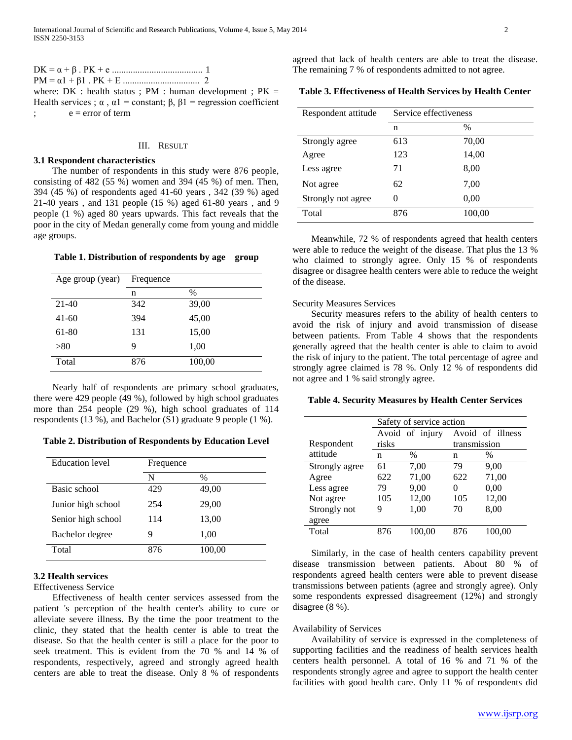$$DK = \alpha + \beta \,.\, PK + e \text{ ....................................... } 1$$

$$PM = \alpha 1 + \beta 1 \,.\, PK + E \text{ ................................ } 2$$

where: DK : health status ; PM : human development ; PK = Health services ; $\alpha$ , $\alpha 1$ = constant; $\beta$, $\beta 1$ = regression coefficient ; e = error of term

## III. RESULT

### 3.1 Respondent characteristics

The number of respondents in this study were 876 people, consisting of 482 (55 %) women and 394 (45 %) of men. Then, 394 (45 %) of respondents aged 41-60 years , 342 (39 %) aged 21-40 years , and 131 people (15 %) aged 61-80 years , and 9 people (1 %) aged 80 years upwards. This fact reveals that the poor in the city of Medan generally come from young and middle age groups.

**Table 1. Distribution of respondents by age group**

| Age group (year) | Frequence | |
|---|---|---|
| | n | % |
| 21-40 | 342 | 39,00 |
| 41-60 | 394 | 45,00 |
| 61-80 | 131 | 15,00 |
| >80 | 9 | 1,00 |
| Total | 876 | 100,00 |

Nearly half of respondents are primary school graduates, there were 429 people (49 %), followed by high school graduates more than 254 people (29 %), high school graduates of 114 respondents (13 %), and Bachelor (S1) graduate 9 people (1 %).

**Table 2. Distribution of Respondents by Education Level**

| Education level | Frequence | |
|---|---|---|
| | N | % |
| Basic school | 429 | 49,00 |
| Junior high school | 254 | 29,00 |
| Senior high school | 114 | 13,00 |
| Bachelor degree | 9 | 1,00 |
| Total | 876 | 100,00 |

### 3.2 Health services

Effectiveness Service

Effectiveness of health center services assessed from the patient 's perception of the health center's ability to cure or alleviate severe illness. By the time the poor treatment to the clinic, they stated that the health center is able to treat the disease. So that the health center is still a place for the poor to seek treatment. This is evident from the 70 % and 14 % of respondents, respectively, agreed and strongly agreed health centers are able to treat the disease. Only 8 % of respondents agreed that lack of health centers are able to treat the disease. The remaining 7 % of respondents admitted to not agree.

**Table 3. Effectiveness of Health Services by Health Center**

| Respondent attitude | Service effectiveness | |
|---|---|---|
| | n | % |
| Strongly agree | 613 | 70,00 |
| Agree | 123 | 14,00 |
| Less agree | 71 | 8,00 |
| Not agree | 62 | 7,00 |
| Strongly not agree | 0 | 0,00 |
| Total | 876 | 100,00 |

Meanwhile, 72 % of respondents agreed that health centers were able to reduce the weight of the disease. That plus the 13 % who claimed to strongly agree. Only 15 % of respondents disagree or disagree health centers were able to reduce the weight of the disease.

Security Measures Services

Security measures refers to the ability of health centers to avoid the risk of injury and avoid transmission of disease between patients. From Table 4 shows that the respondents generally agreed that the health center is able to claim to avoid the risk of injury to the patient. The total percentage of agree and strongly agree claimed is 78 %. Only 12 % of respondents did not agree and 1 % said strongly agree.

**Table 4. Security Measures by Health Center Services**

| Respondent attitude | Safety of service action | | | |
|---|---|---|---|---|
| | Avoid of injury risks | | Avoid of illness transmission | |
| | n | % | n | % |
| Strongly agree | 61 | 7,00 | 79 | 9,00 |
| Agree | 622 | 71,00 | 622 | 71,00 |
| Less agree | 79 | 9,00 | 0 | 0,00 |
| Not agree | 105 | 12,00 | 105 | 12,00 |
| Strongly not agree | 9 | 1,00 | 70 | 8,00 |
| Total | 876 | 100,00 | 876 | 100,00 |

Similarly, in the case of health centers capability prevent disease transmission between patients. About 80 % of respondents agreed health centers were able to prevent disease transmissions between patients (agree and strongly agree). Only some respondents expressed disagreement (12%) and strongly disagree (8 %).

Availability of Services

Availability of service is expressed in the completeness of supporting facilities and the readiness of health services health centers health personnel. A total of 16 % and 71 % of the respondents strongly agree and agree to support the health center facilities with good health care. Only 11 % of respondents did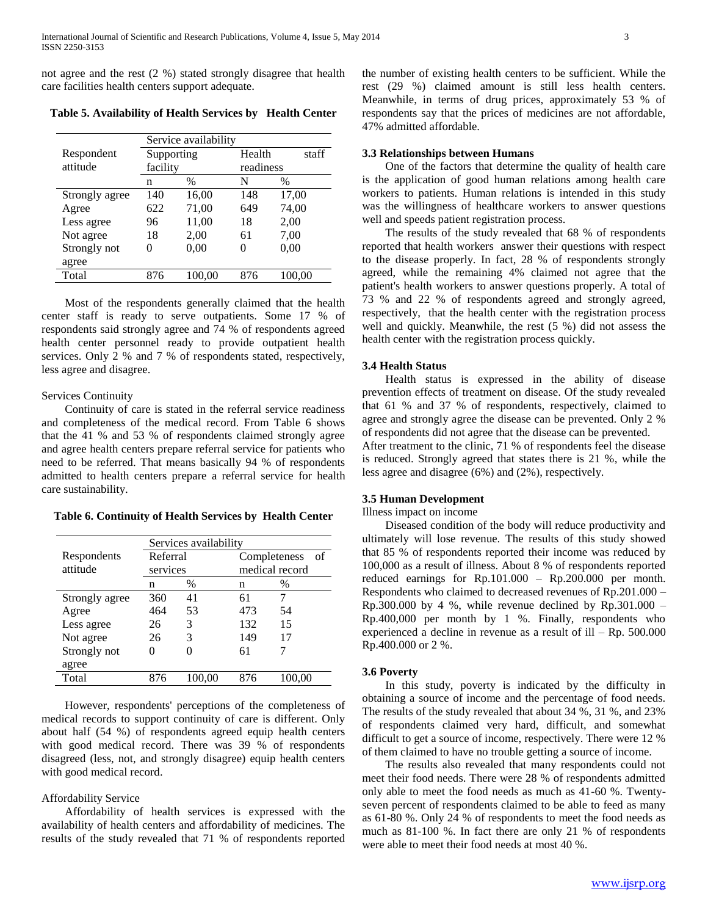not agree and the rest (2 %) stated strongly disagree that health care facilities health centers support adequate.

**Table 5. Availability of Health Services by Health Center**

| Respondent attitude | Service availability | | | |
|---|---|---|---|---|
| | Supporting facility | | Health staff readiness | |
| | n | % | N | % |
| Strongly agree | 140 | 16,00 | 148 | 17,00 |
| Agree | 622 | 71,00 | 649 | 74,00 |
| Less agree | 96 | 11,00 | 18 | 2,00 |
| Not agree | 18 | 2,00 | 61 | 7,00 |
| Strongly not agree | 0 | 0,00 | 0 | 0,00 |
| Total | 876 | 100,00 | 876 | 100,00 |

Most of the respondents generally claimed that the health center staff is ready to serve outpatients. Some 17 % of respondents said strongly agree and 74 % of respondents agreed health center personnel ready to provide outpatient health services. Only 2 % and 7 % of respondents stated, respectively, less agree and disagree.

Services Continuity

Continuity of care is stated in the referral service readiness and completeness of the medical record. From Table 6 shows that the 41 % and 53 % of respondents claimed strongly agree and agree health centers prepare referral service for patients who need to be referred. That means basically 94 % of respondents admitted to health centers prepare a referral service for health care sustainability.

**Table 6. Continuity of Health Services by Health Center**

| Respondents attitude | Services availability | | | |
|---|---|---|---|---|
| | Referral services | | Completeness of medical record | |
| | n | % | n | % |
| Strongly agree | 360 | 41 | 61 | 7 |
| Agree | 464 | 53 | 473 | 54 |
| Less agree | 26 | 3 | 132 | 15 |
| Not agree | 26 | 3 | 149 | 17 |
| Strongly not agree | 0 | 0 | 61 | 7 |
| Total | 876 | 100,00 | 876 | 100,00 |

However, respondents' perceptions of the completeness of medical records to support continuity of care is different. Only about half (54 %) of respondents agreed equip health centers with good medical record. There was 39 % of respondents disagreed (less, not, and strongly disagree) equip health centers with good medical record.

Affordability Service

Affordability of health services is expressed with the availability of health centers and affordability of medicines. The results of the study revealed that 71 % of respondents reported the number of existing health centers to be sufficient. While the rest (29 %) claimed amount is still less health centers. Meanwhile, in terms of drug prices, approximately 53 % of respondents say that the prices of medicines are not affordable, 47% admitted affordable.

### 3.3 Relationships between Humans

One of the factors that determine the quality of health care is the application of good human relations among health care workers to patients. Human relations is intended in this study was the willingness of healthcare workers to answer questions well and speeds patient registration process.

The results of the study revealed that 68 % of respondents reported that health workers answer their questions with respect to the disease properly. In fact, 28 % of respondents strongly agreed, while the remaining 4% claimed not agree that the patient's health workers to answer questions properly. A total of 73 % and 22 % of respondents agreed and strongly agreed, respectively, that the health center with the registration process well and quickly. Meanwhile, the rest (5 %) did not assess the health center with the registration process quickly.

### 3.4 Health Status

Health status is expressed in the ability of disease prevention effects of treatment on disease. Of the study revealed that 61 % and 37 % of respondents, respectively, claimed to agree and strongly agree the disease can be prevented. Only 2 % of respondents did not agree that the disease can be prevented. After treatment to the clinic, 71 % of respondents feel the disease is reduced. Strongly agreed that states there is 21 %, while the less agree and disagree (6%) and (2%), respectively.

### 3.5 Human Development

Illness impact on income

Diseased condition of the body will reduce productivity and ultimately will lose revenue. The results of this study showed that 85 % of respondents reported their income was reduced by 100,000 as a result of illness. About 8 % of respondents reported reduced earnings for Rp.101.000 – Rp.200.000 per month. Respondents who claimed to decreased revenues of Rp.201.000 – Rp.300.000 by 4 %, while revenue declined by Rp.301.000 – Rp.400,000 per month by 1 %. Finally, respondents who experienced a decline in revenue as a result of ill – Rp. 500.000 Rp.400.000 or 2 %.

### 3.6 Poverty

In this study, poverty is indicated by the difficulty in obtaining a source of income and the percentage of food needs. The results of the study revealed that about 34 %, 31 %, and 23% of respondents claimed very hard, difficult, and somewhat difficult to get a source of income, respectively. There were 12 % of them claimed to have no trouble getting a source of income.

The results also revealed that many respondents could not meet their food needs. There were 28 % of respondents admitted only able to meet the food needs as much as 41-60 %. Twenty-seven percent of respondents claimed to be able to feed as many as 61-80 %. Only 24 % of respondents to meet the food needs as much as 81-100 %. In fact there are only 21 % of respondents were able to meet their food needs at most 40 %.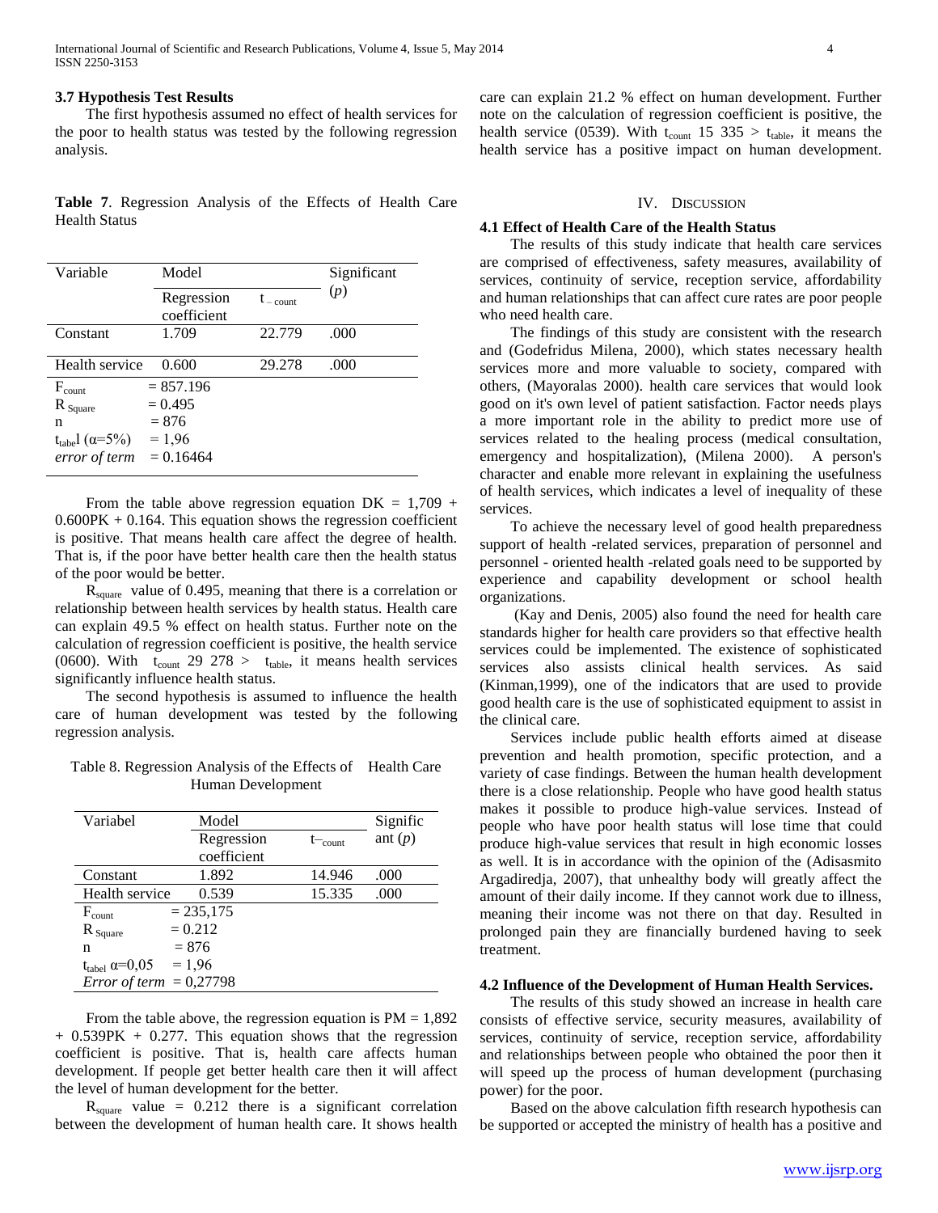### 3.7 Hypothesis Test Results

The first hypothesis assumed no effect of health services for the poor to health status was tested by the following regression analysis.

**Table 7**. Regression Analysis of the Effects of Health Care Health Status

| Variable | Model | | Significant ($p$) |
|---|---|---|---|
| | Regression coefficient | $t_{-count}$ | |
| Constant | 1.709 | 22.779 | .000 |
| Health service | 0.600 | 29.278 | .000 |
| $F_{count}$ | = 857.196 | | |
| $R_{Square}$ | = 0.495 | | |
| n | = 876 | | |
| $t_{tabe}l$ ($\alpha$=5%) | = 1,96 | | |
| *error of term* | = 0.16464 | | |

From the table above regression equation DK = 1,709 + 0.600PK + 0.164. This equation shows the regression coefficient is positive. That means health care affect the degree of health. That is, if the poor have better health care then the health status of the poor would be better.

$R_{square}$ value of 0.495, meaning that there is a correlation or relationship between health services by health status. Health care can explain 49.5 % effect on health status. Further note on the calculation of regression coefficient is positive, the health service (0600). With $t_{count}$ 29 278 > $t_{table}$, it means health services significantly influence health status.

The second hypothesis is assumed to influence the health care of human development was tested by the following regression analysis.

Table 8. Regression Analysis of the Effects of Health Care Human Development

| Variabel | Model | | Significant ($p$) |
|---|---|---|---|
| | Regression coefficient | $t_{-count}$ | |
| Constant | 1.892 | 14.946 | .000 |
| Health service | 0.539 | 15.335 | .000 |
| $F_{count}$ | = 235,175 | | |
| $R_{Square}$ | = 0.212 | | |
| n | = 876 | | |
| $t_{tabel}$ $\alpha$=0,05 | = 1,96 | | |
| *Error of term* | = 0,27798 | | |

From the table above, the regression equation is PM = 1,892 + 0.539PK + 0.277. This equation shows that the regression coefficient is positive. That is, health care affects human development. If people get better health care then it will affect the level of human development for the better.

$R_{square}$ value = 0.212 there is a significant correlation between the development of human health care. It shows health care can explain 21.2 % effect on human development. Further note on the calculation of regression coefficient is positive, the health service (0539). With $t_{count}$ 15 335 > $t_{table}$, it means the health service has a positive impact on human development.

## IV. Discussion

### 4.1 Effect of Health Care of the Health Status

The results of this study indicate that health care services are comprised of effectiveness, safety measures, availability of services, continuity of service, reception service, affordability and human relationships that can affect cure rates are poor people who need health care.

The findings of this study are consistent with the research and (Godefridus Milena, 2000), which states necessary health services more and more valuable to society, compared with others, (Mayoralas 2000). health care services that would look good on it's own level of patient satisfaction. Factor needs plays a more important role in the ability to predict more use of services related to the healing process (medical consultation, emergency and hospitalization), (Milena 2000). A person's character and enable more relevant in explaining the usefulness of health services, which indicates a level of inequality of these services.

To achieve the necessary level of good health preparedness support of health -related services, preparation of personnel and personnel - oriented health -related goals need to be supported by experience and capability development or school health organizations.

(Kay and Denis, 2005) also found the need for health care standards higher for health care providers so that effective health services could be implemented. The existence of sophisticated services also assists clinical health services. As said (Kinman,1999), one of the indicators that are used to provide good health care is the use of sophisticated equipment to assist in the clinical care.

Services include public health efforts aimed at disease prevention and health promotion, specific protection, and a variety of case findings. Between the human health development there is a close relationship. People who have good health status makes it possible to produce high-value services. Instead of people who have poor health status will lose time that could produce high-value services that result in high economic losses as well. It is in accordance with the opinion of the (Adisasmito Argadiredja, 2007), that unhealthy body will greatly affect the amount of their daily income. If they cannot work due to illness, meaning their income was not there on that day. Resulted in prolonged pain they are financially burdened having to seek treatment.

### 4.2 Influence of the Development of Human Health Services.

The results of this study showed an increase in health care consists of effective service, security measures, availability of services, continuity of service, reception service, affordability and relationships between people who obtained the poor then it will speed up the process of human development (purchasing power) for the poor.

Based on the above calculation fifth research hypothesis can be supported or accepted the ministry of health has a positive and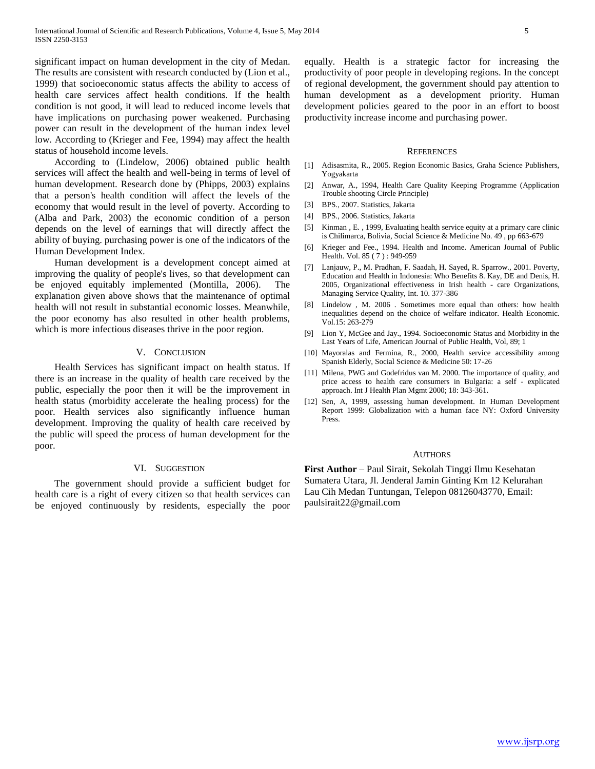significant impact on human development in the city of Medan. The results are consistent with research conducted by (Lion et al., 1999) that socioeconomic status affects the ability to access of health care services affect health conditions. If the health condition is not good, it will lead to reduced income levels that have implications on purchasing power weakened. Purchasing power can result in the development of the human index level low. According to (Krieger and Fee, 1994) may affect the health status of household income levels.

According to (Lindelow, 2006) obtained public health services will affect the health and well-being in terms of level of human development. Research done by (Phipps, 2003) explains that a person's health condition will affect the levels of the economy that would result in the level of poverty. According to (Alba and Park, 2003) the economic condition of a person depends on the level of earnings that will directly affect the ability of buying. purchasing power is one of the indicators of the Human Development Index.

Human development is a development concept aimed at improving the quality of people's lives, so that development can be enjoyed equitably implemented (Montilla, 2006). The explanation given above shows that the maintenance of optimal health will not result in substantial economic losses. Meanwhile, the poor economy has also resulted in other health problems, which is more infectious diseases thrive in the poor region.

## V. Conclusion

Health Services has significant impact on health status. If there is an increase in the quality of health care received by the public, especially the poor then it will be the improvement in health status (morbidity accelerate the healing process) for the poor. Health services also significantly influence human development. Improving the quality of health care received by the public will speed the process of human development for the poor.

## VI. Suggestion

The government should provide a sufficient budget for health care is a right of every citizen so that health services can be enjoyed continuously by residents, especially the poor equally. Health is a strategic factor for increasing the productivity of poor people in developing regions. In the concept of regional development, the government should pay attention to human development as a development priority. Human development policies geared to the poor in an effort to boost productivity increase income and purchasing power.

## References

[1] Adisasmita, R., 2005. Region Economic Basics, Graha Science Publishers, Yogyakarta

[2] Anwar, A., 1994, Health Care Quality Keeping Programme (Application Trouble shooting Circle Principle)

[3] BPS., 2007. Statistics, Jakarta

[4] BPS., 2006. Statistics, Jakarta

[5] Kinman , E. , 1999, Evaluating health service equity at a primary care clinic is Chilimarca, Bolivia, Social Science & Medicine No. 49 , pp 663-679

[6] Krieger and Fee., 1994. Health and Income. American Journal of Public Health. Vol. 85 ( 7 ) : 949-959

[7] Lanjauw, P., M. Pradhan, F. Saadah, H. Sayed, R. Sparrow., 2001. Poverty, Education and Health in Indonesia: Who Benefits 8. Kay, DE and Denis, H. 2005, Organizational effectiveness in Irish health - care Organizations, Managing Service Quality, Int. 10. 377-386

[8] Lindelow , M. 2006 . Sometimes more equal than others: how health inequalities depend on the choice of welfare indicator. Health Economic. Vol.15: 263-279

[9] Lion Y, McGee and Jay., 1994. Socioeconomic Status and Morbidity in the Last Years of Life, American Journal of Public Health, Vol, 89; 1

[10] Mayoralas and Fermina, R., 2000, Health service accessibility among Spanish Elderly, Social Science & Medicine 50: 17-26

[11] Milena, PWG and Godefridus van M. 2000. The importance of quality, and price access to health care consumers in Bulgaria: a self - explicated approach. Int J Health Plan Mgmt 2000; 18: 343-361.

[12] Sen, A, 1999, assessing human development. In Human Development Report 1999: Globalization with a human face NY: Oxford University Press.

## Authors

**First Author** – Paul Sirait, Sekolah Tinggi Ilmu Kesehatan Sumatera Utara, Jl. Jenderal Jamin Ginting Km 12 Kelurahan Lau Cih Medan Tuntungan, Telepon 08126043770, Email: paulsirait22@gmail.com